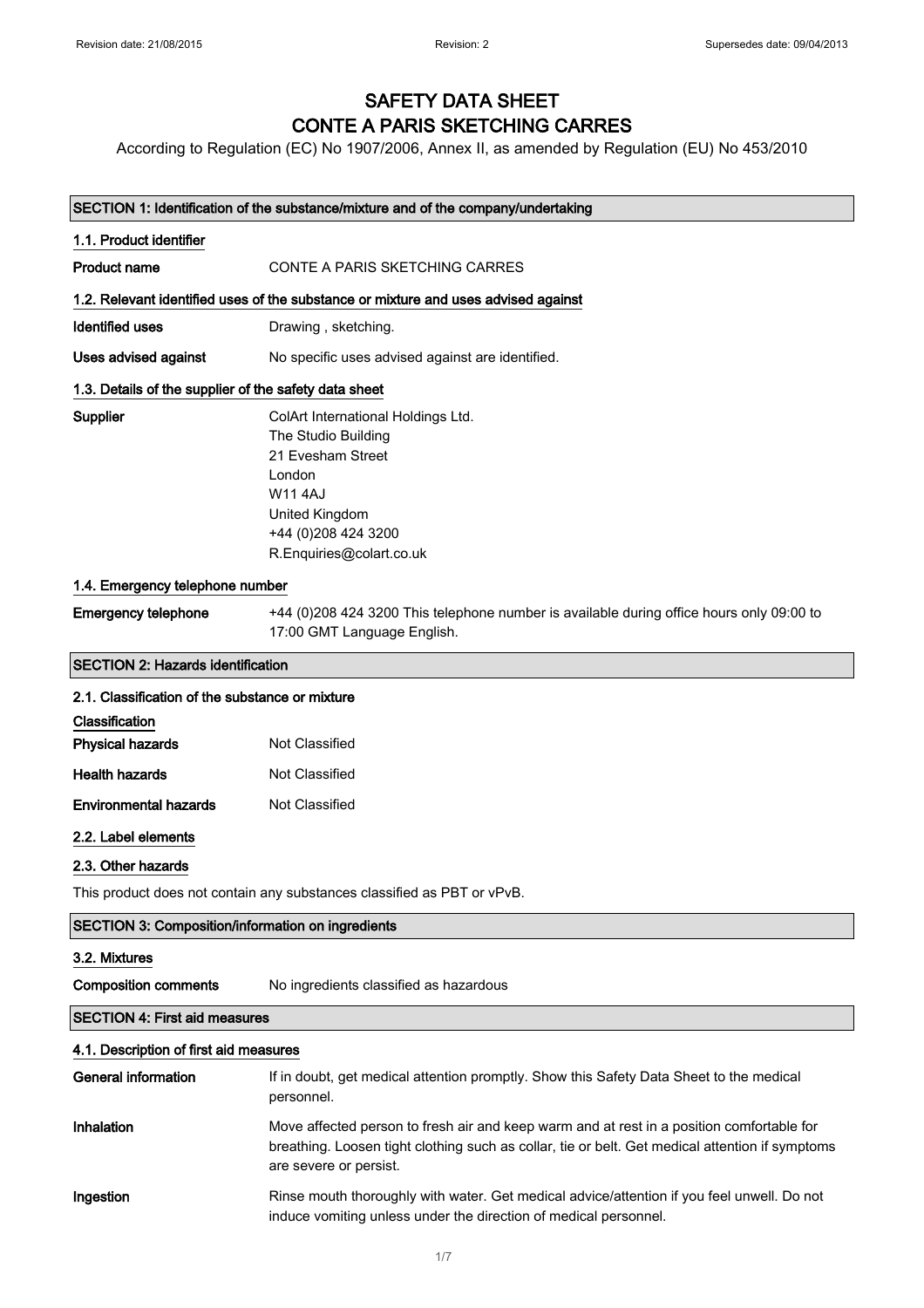# SAFETY DATA SHEET
# CONTE A PARIS SKETCHING CARRES

According to Regulation (EC) No 1907/2006, Annex II, as amended by Regulation (EU) No 453/2010

## SECTION 1: Identification of the substance/mixture and of the company/undertaking

### 1.1. Product identifier

**Product name** CONTE A PARIS SKETCHING CARRES

### 1.2. Relevant identified uses of the substance or mixture and uses advised against

**Identified uses** Drawing , sketching.

**Uses advised against** No specific uses advised against are identified.

### 1.3. Details of the supplier of the safety data sheet

**Supplier**
ColArt International Holdings Ltd.
The Studio Building
21 Evesham Street
London
W11 4AJ
United Kingdom
+44 (0)208 424 3200
R.Enquiries@colart.co.uk

### 1.4. Emergency telephone number

**Emergency telephone** +44 (0)208 424 3200 This telephone number is available during office hours only 09:00 to 17:00 GMT Language English.

## SECTION 2: Hazards identification

### 2.1. Classification of the substance or mixture

**Classification**

**Physical hazards** Not Classified

**Health hazards** Not Classified

**Environmental hazards** Not Classified

### 2.2. Label elements

### 2.3. Other hazards

This product does not contain any substances classified as PBT or vPvB.

## SECTION 3: Composition/information on ingredients

### 3.2. Mixtures

**Composition comments** No ingredients classified as hazardous

## SECTION 4: First aid measures

### 4.1. Description of first aid measures

**General information** If in doubt, get medical attention promptly. Show this Safety Data Sheet to the medical personnel.

**Inhalation** Move affected person to fresh air and keep warm and at rest in a position comfortable for breathing. Loosen tight clothing such as collar, tie or belt. Get medical attention if symptoms are severe or persist.

**Ingestion** Rinse mouth thoroughly with water. Get medical advice/attention if you feel unwell. Do not induce vomiting unless under the direction of medical personnel.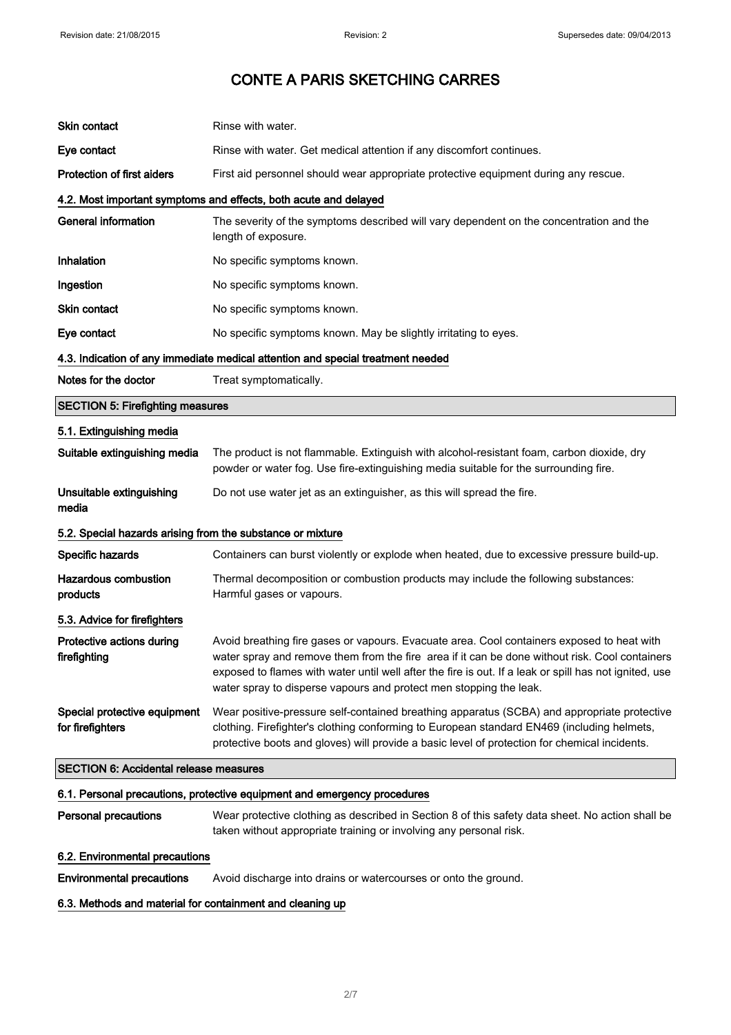| | |
|---|---|
| **Skin contact** | Rinse with water. |
| **Eye contact** | Rinse with water. Get medical attention if any discomfort continues. |
| **Protection of first aiders** | First aid personnel should wear appropriate protective equipment during any rescue. |

### 4.2. Most important symptoms and effects, both acute and delayed

| | |
|---|---|
| **General information** | The severity of the symptoms described will vary dependent on the concentration and the length of exposure. |
| **Inhalation** | No specific symptoms known. |
| **Ingestion** | No specific symptoms known. |
| **Skin contact** | No specific symptoms known. |
| **Eye contact** | No specific symptoms known. May be slightly irritating to eyes. |

### 4.3. Indication of any immediate medical attention and special treatment needed

| | |
|---|---|
| **Notes for the doctor** | Treat symptomatically. |

## SECTION 5: Firefighting measures

### 5.1. Extinguishing media

| | |
|---|---|
| **Suitable extinguishing media** | The product is not flammable. Extinguish with alcohol-resistant foam, carbon dioxide, dry powder or water fog. Use fire-extinguishing media suitable for the surrounding fire. |
| **Unsuitable extinguishing media** | Do not use water jet as an extinguisher, as this will spread the fire. |

### 5.2. Special hazards arising from the substance or mixture

| | |
|---|---|
| **Specific hazards** | Containers can burst violently or explode when heated, due to excessive pressure build-up. |
| **Hazardous combustion products** | Thermal decomposition or combustion products may include the following substances: Harmful gases or vapours. |

### 5.3. Advice for firefighters

| | |
|---|---|
| **Protective actions during firefighting** | Avoid breathing fire gases or vapours. Evacuate area. Cool containers exposed to heat with water spray and remove them from the fire area if it can be done without risk. Cool containers exposed to flames with water until well after the fire is out. If a leak or spill has not ignited, use water spray to disperse vapours and protect men stopping the leak. |
| **Special protective equipment for firefighters** | Wear positive-pressure self-contained breathing apparatus (SCBA) and appropriate protective clothing. Firefighter's clothing conforming to European standard EN469 (including helmets, protective boots and gloves) will provide a basic level of protection for chemical incidents. |

## SECTION 6: Accidental release measures

### 6.1. Personal precautions, protective equipment and emergency procedures

| | |
|---|---|
| **Personal precautions** | Wear protective clothing as described in Section 8 of this safety data sheet. No action shall be taken without appropriate training or involving any personal risk. |

### 6.2. Environmental precautions

| | |
|---|---|
| **Environmental precautions** | Avoid discharge into drains or watercourses or onto the ground. |

### 6.3. Methods and material for containment and cleaning up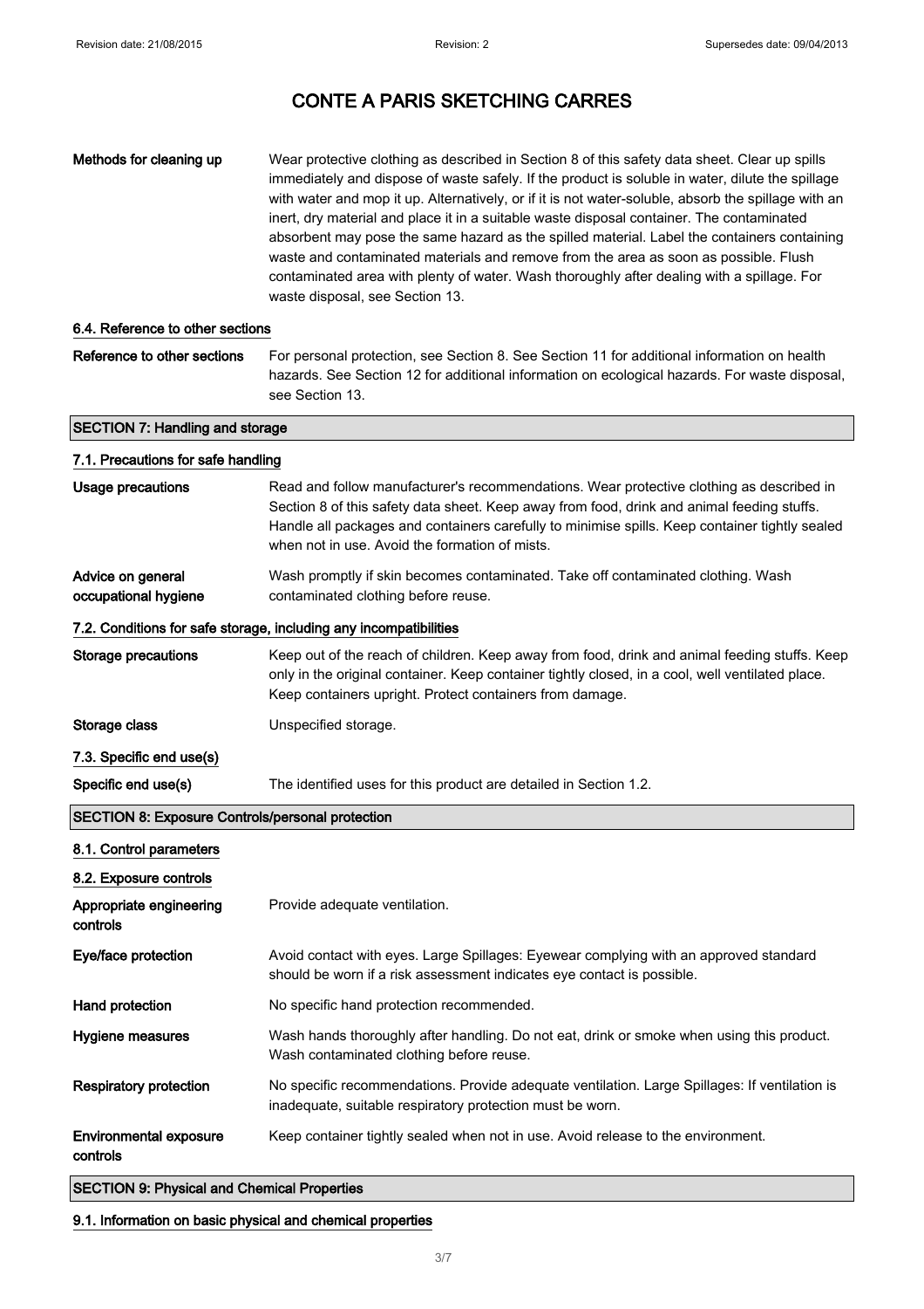# CONTE A PARIS SKETCHING CARRES

**Methods for cleaning up**
Wear protective clothing as described in Section 8 of this safety data sheet. Clear up spills immediately and dispose of waste safely. If the product is soluble in water, dilute the spillage with water and mop it up. Alternatively, or if it is not water-soluble, absorb the spillage with an inert, dry material and place it in a suitable waste disposal container. The contaminated absorbent may pose the same hazard as the spilled material. Label the containers containing waste and contaminated materials and remove from the area as soon as possible. Flush contaminated area with plenty of water. Wash thoroughly after dealing with a spillage. For waste disposal, see Section 13.

### 6.4. Reference to other sections

**Reference to other sections**
For personal protection, see Section 8. See Section 11 for additional information on health hazards. See Section 12 for additional information on ecological hazards. For waste disposal, see Section 13.

## SECTION 7: Handling and storage

### 7.1. Precautions for safe handling

**Usage precautions**
Read and follow manufacturer's recommendations. Wear protective clothing as described in Section 8 of this safety data sheet. Keep away from food, drink and animal feeding stuffs. Handle all packages and containers carefully to minimise spills. Keep container tightly sealed when not in use. Avoid the formation of mists.

**Advice on general occupational hygiene**
Wash promptly if skin becomes contaminated. Take off contaminated clothing. Wash contaminated clothing before reuse.

### 7.2. Conditions for safe storage, including any incompatibilities

**Storage precautions**
Keep out of the reach of children. Keep away from food, drink and animal feeding stuffs. Keep only in the original container. Keep container tightly closed, in a cool, well ventilated place. Keep containers upright. Protect containers from damage.

**Storage class**
Unspecified storage.

### 7.3. Specific end use(s)

**Specific end use(s)**
The identified uses for this product are detailed in Section 1.2.

## SECTION 8: Exposure Controls/personal protection

### 8.1. Control parameters

### 8.2. Exposure controls

**Appropriate engineering controls**
Provide adequate ventilation.

**Eye/face protection**
Avoid contact with eyes. Large Spillages: Eyewear complying with an approved standard should be worn if a risk assessment indicates eye contact is possible.

**Hand protection**
No specific hand protection recommended.

**Hygiene measures**
Wash hands thoroughly after handling. Do not eat, drink or smoke when using this product. Wash contaminated clothing before reuse.

**Respiratory protection**
No specific recommendations. Provide adequate ventilation. Large Spillages: If ventilation is inadequate, suitable respiratory protection must be worn.

**Environmental exposure controls**
Keep container tightly sealed when not in use. Avoid release to the environment.

## SECTION 9: Physical and Chemical Properties

### 9.1. Information on basic physical and chemical properties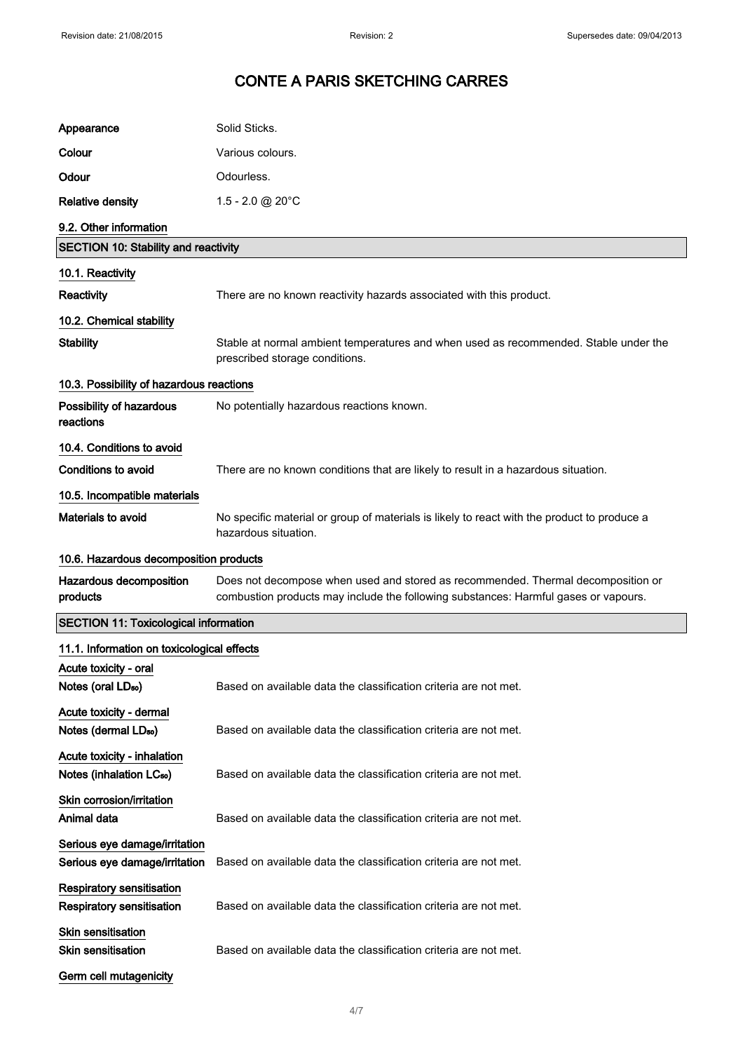# CONTE A PARIS SKETCHING CARRES

| | |
|---|---|
| **Appearance** | Solid Sticks. |
| **Colour** | Various colours. |
| **Odour** | Odourless. |
| **Relative density** | 1.5 - 2.0 @ 20°C |

**9.2. Other information**

## SECTION 10: Stability and reactivity

**10.1. Reactivity**

**Reactivity** There are no known reactivity hazards associated with this product.

**10.2. Chemical stability**

**Stability** Stable at normal ambient temperatures and when used as recommended. Stable under the prescribed storage conditions.

**10.3. Possibility of hazardous reactions**

**Possibility of hazardous reactions** No potentially hazardous reactions known.

**10.4. Conditions to avoid**

**Conditions to avoid** There are no known conditions that are likely to result in a hazardous situation.

**10.5. Incompatible materials**

**Materials to avoid** No specific material or group of materials is likely to react with the product to produce a hazardous situation.

**10.6. Hazardous decomposition products**

**Hazardous decomposition products** Does not decompose when used and stored as recommended. Thermal decomposition or combustion products may include the following substances: Harmful gases or vapours.

## SECTION 11: Toxicological information

**11.1. Information on toxicological effects**

**Acute toxicity - oral**

**Notes (oral $LD_{50}$)** Based on available data the classification criteria are not met.

**Acute toxicity - dermal**

**Notes (dermal $LD_{50}$)** Based on available data the classification criteria are not met.

**Acute toxicity - inhalation**

**Notes (inhalation $LC_{50}$)** Based on available data the classification criteria are not met.

**Skin corrosion/irritation**

**Animal data** Based on available data the classification criteria are not met.

**Serious eye damage/irritation**

**Serious eye damage/irritation** Based on available data the classification criteria are not met.

**Respiratory sensitisation**

**Respiratory sensitisation** Based on available data the classification criteria are not met.

**Skin sensitisation**

**Skin sensitisation** Based on available data the classification criteria are not met.

**Germ cell mutagenicity**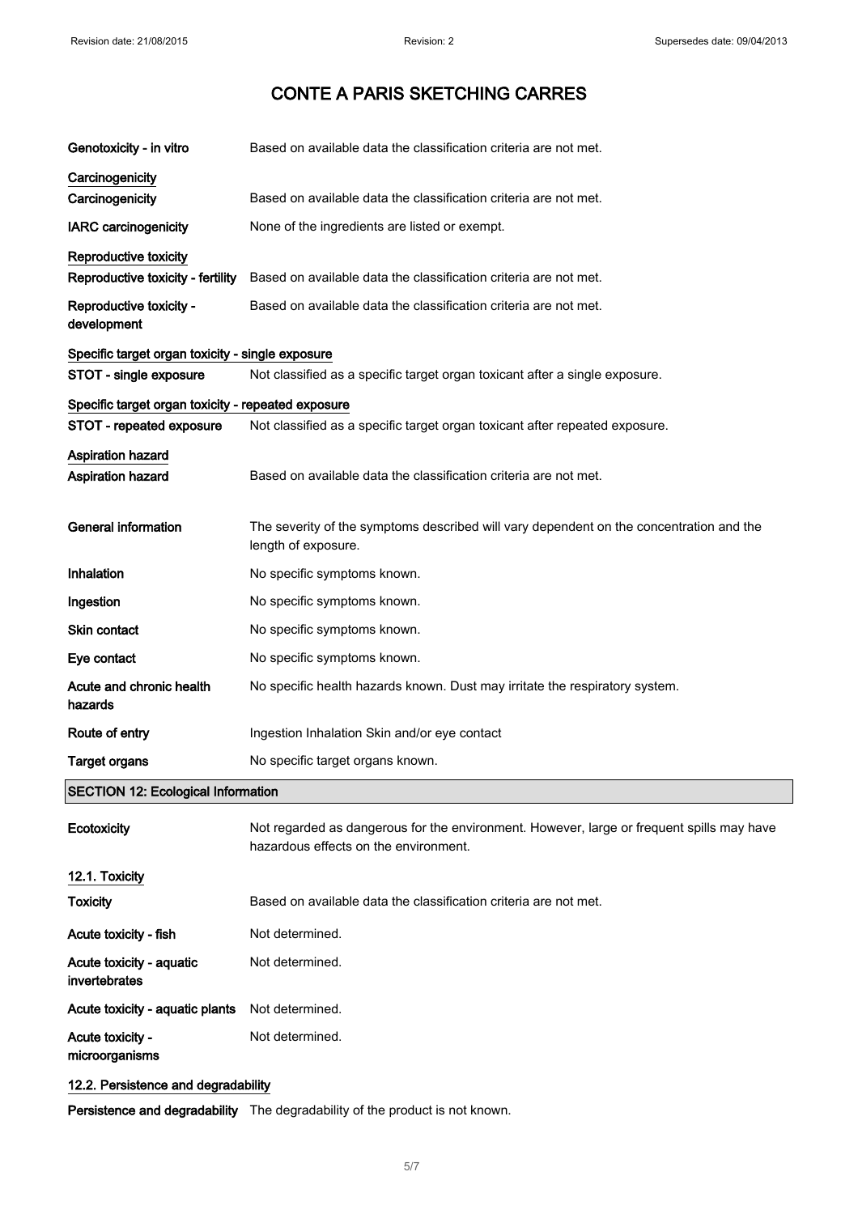# CONTE A PARIS SKETCHING CARRES

**Genotoxicity - in vitro** Based on available data the classification criteria are not met.

**Carcinogenicity**

**Carcinogenicity** Based on available data the classification criteria are not met.

**IARC carcinogenicity** None of the ingredients are listed or exempt.

**Reproductive toxicity**

**Reproductive toxicity - fertility** Based on available data the classification criteria are not met.

**Reproductive toxicity - development** Based on available data the classification criteria are not met.

**Specific target organ toxicity - single exposure**

**STOT - single exposure** Not classified as a specific target organ toxicant after a single exposure.

**Specific target organ toxicity - repeated exposure**

**STOT - repeated exposure** Not classified as a specific target organ toxicant after repeated exposure.

**Aspiration hazard**

**Aspiration hazard** Based on available data the classification criteria are not met.

**General information** The severity of the symptoms described will vary dependent on the concentration and the length of exposure.

**Inhalation** No specific symptoms known.

**Ingestion** No specific symptoms known.

**Skin contact** No specific symptoms known.

**Eye contact** No specific symptoms known.

**Acute and chronic health hazards** No specific health hazards known. Dust may irritate the respiratory system.

**Route of entry** Ingestion Inhalation Skin and/or eye contact

**Target organs** No specific target organs known.

## SECTION 12: Ecological Information

**Ecotoxicity** Not regarded as dangerous for the environment. However, large or frequent spills may have hazardous effects on the environment.

### 12.1. Toxicity

**Toxicity** Based on available data the classification criteria are not met.

**Acute toxicity - fish** Not determined.

**Acute toxicity - aquatic invertebrates** Not determined.

**Acute toxicity - aquatic plants** Not determined.

**Acute toxicity - microorganisms** Not determined.

### 12.2. Persistence and degradability

**Persistence and degradability** The degradability of the product is not known.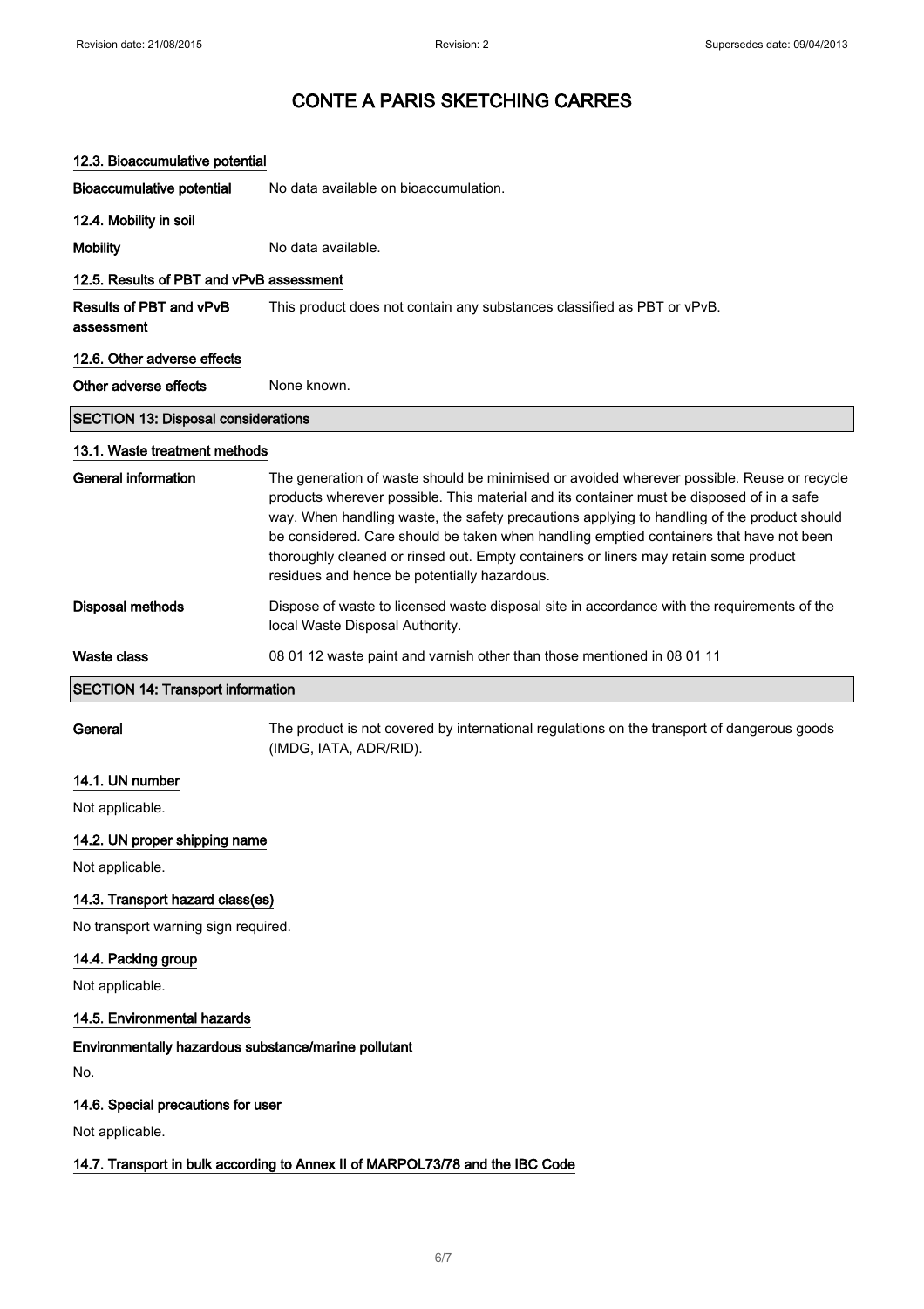# CONTE A PARIS SKETCHING CARRES

### 12.3. Bioaccumulative potential

**Bioaccumulative potential** No data available on bioaccumulation.

### 12.4. Mobility in soil

**Mobility** No data available.

### 12.5. Results of PBT and vPvB assessment

**Results of PBT and vPvB assessment** This product does not contain any substances classified as PBT or vPvB.

### 12.6. Other adverse effects

**Other adverse effects** None known.

## SECTION 13: Disposal considerations

### 13.1. Waste treatment methods

**General information** The generation of waste should be minimised or avoided wherever possible. Reuse or recycle products wherever possible. This material and its container must be disposed of in a safe way. When handling waste, the safety precautions applying to handling of the product should be considered. Care should be taken when handling emptied containers that have not been thoroughly cleaned or rinsed out. Empty containers or liners may retain some product residues and hence be potentially hazardous.

**Disposal methods** Dispose of waste to licensed waste disposal site in accordance with the requirements of the local Waste Disposal Authority.

**Waste class** 08 01 12 waste paint and varnish other than those mentioned in 08 01 11

## SECTION 14: Transport information

**General** The product is not covered by international regulations on the transport of dangerous goods (IMDG, IATA, ADR/RID).

### 14.1. UN number

Not applicable.

### 14.2. UN proper shipping name

Not applicable.

### 14.3. Transport hazard class(es)

No transport warning sign required.

### 14.4. Packing group

Not applicable.

### 14.5. Environmental hazards

**Environmentally hazardous substance/marine pollutant**

No.

### 14.6. Special precautions for user

Not applicable.

### 14.7. Transport in bulk according to Annex II of MARPOL73/78 and the IBC Code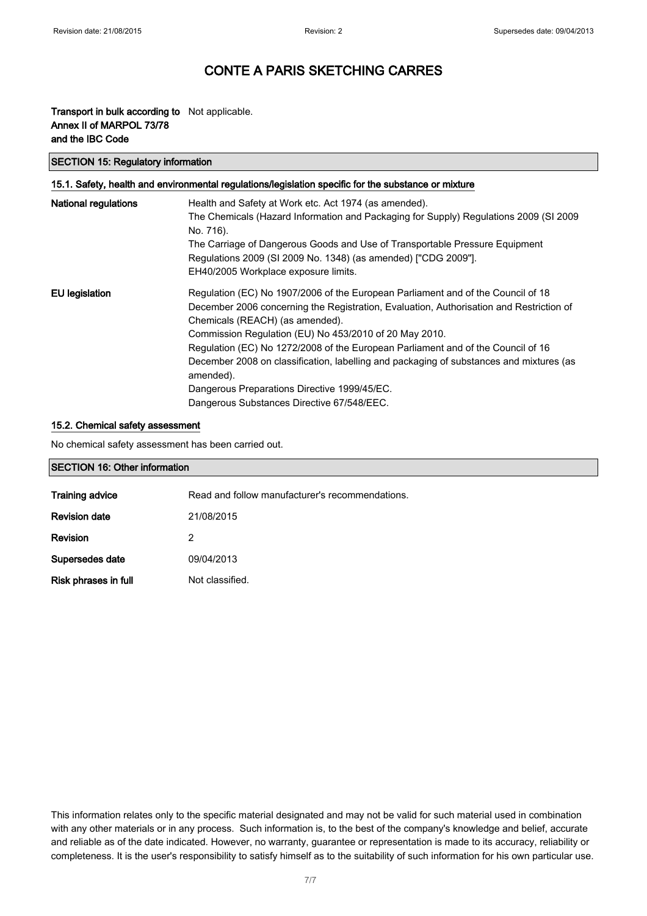**Transport in bulk according to Annex II of MARPOL 73/78 and the IBC Code** Not applicable.

## SECTION 15: Regulatory information

### 15.1. Safety, health and environmental regulations/legislation specific for the substance or mixture

| | |
|---|---|
| **National regulations** | Health and Safety at Work etc. Act 1974 (as amended).<br>The Chemicals (Hazard Information and Packaging for Supply) Regulations 2009 (SI 2009 No. 716).<br>The Carriage of Dangerous Goods and Use of Transportable Pressure Equipment Regulations 2009 (SI 2009 No. 1348) (as amended) ["CDG 2009"].<br>EH40/2005 Workplace exposure limits. |
| **EU legislation** | Regulation (EC) No 1907/2006 of the European Parliament and of the Council of 18 December 2006 concerning the Registration, Evaluation, Authorisation and Restriction of Chemicals (REACH) (as amended).<br>Commission Regulation (EU) No 453/2010 of 20 May 2010.<br>Regulation (EC) No 1272/2008 of the European Parliament and of the Council of 16 December 2008 on classification, labelling and packaging of substances and mixtures (as amended).<br>Dangerous Preparations Directive 1999/45/EC.<br>Dangerous Substances Directive 67/548/EEC. |

### 15.2. Chemical safety assessment

No chemical safety assessment has been carried out.

## SECTION 16: Other information

| | |
|---|---|
| **Training advice** | Read and follow manufacturer's recommendations. |
| **Revision date** | 21/08/2015 |
| **Revision** | 2 |
| **Supersedes date** | 09/04/2013 |
| **Risk phrases in full** | Not classified. |

This information relates only to the specific material designated and may not be valid for such material used in combination with any other materials or in any process. Such information is, to the best of the company's knowledge and belief, accurate and reliable as of the date indicated. However, no warranty, guarantee or representation is made to its accuracy, reliability or completeness. It is the user's responsibility to satisfy himself as to the suitability of such information for his own particular use.